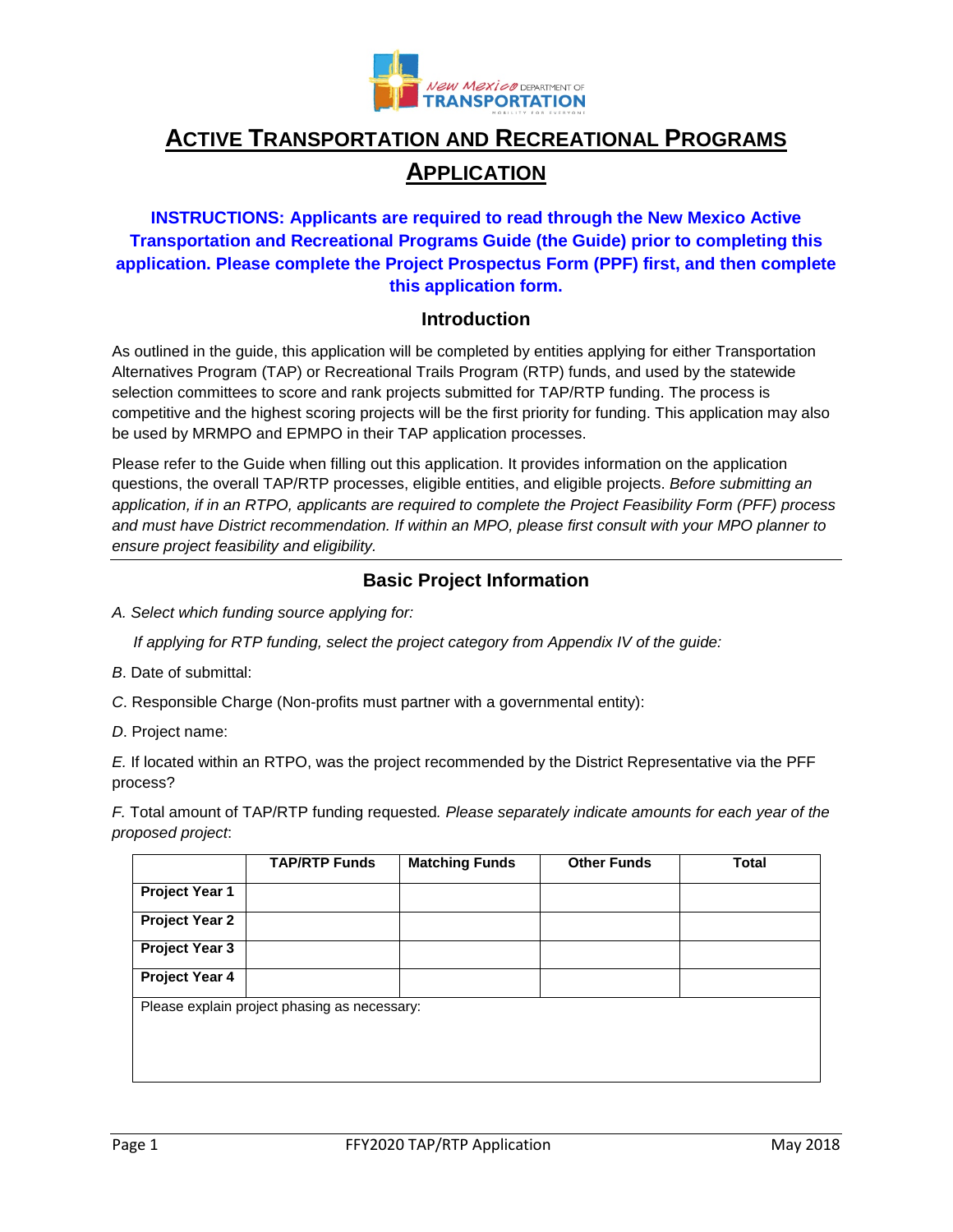# Active Transportation and Recreational Programs Application

**INSTRUCTIONS: Applicants are required to read through the New Mexico Active Transportation and Recreational Programs Guide (the Guide) prior to completing this application. Please complete the Project Prospectus Form (PPF) first, and then complete this application form.**

## Introduction

As outlined in the guide, this application will be completed by entities applying for either Transportation Alternatives Program (TAP) or Recreational Trails Program (RTP) funds, and used by the statewide selection committees to score and rank projects submitted for TAP/RTP funding. The process is competitive and the highest scoring projects will be the first priority for funding. This application may also be used by MRMPO and EPMPO in their TAP application processes.

Please refer to the Guide when filling out this application. It provides information on the application questions, the overall TAP/RTP processes, eligible entities, and eligible projects. *Before submitting an application, if in an RTPO, applicants are required to complete the Project Feasibility Form (PFF) process and must have District recommendation. If within an MPO, please first consult with your MPO planner to ensure project feasibility and eligibility.*

## Basic Project Information

*A. Select which funding source applying for:*

*If applying for RTP funding, select the project category from Appendix IV of the guide:*

*B*. Date of submittal:

*C*. Responsible Charge (Non-profits must partner with a governmental entity):

*D*. Project name:

*E.* If located within an RTPO, was the project recommended by the District Representative via the PFF process?

*F.* Total amount of TAP/RTP funding requested*. Please separately indicate amounts for each year of the proposed project*:

| | TAP/RTP Funds | Matching Funds | Other Funds | Total |
|---|---|---|---|---|
| Project Year 1 | | | | |
| Project Year 2 | | | | |
| Project Year 3 | | | | |
| Project Year 4 | | | | |
| Please explain project phasing as necessary: | | | | |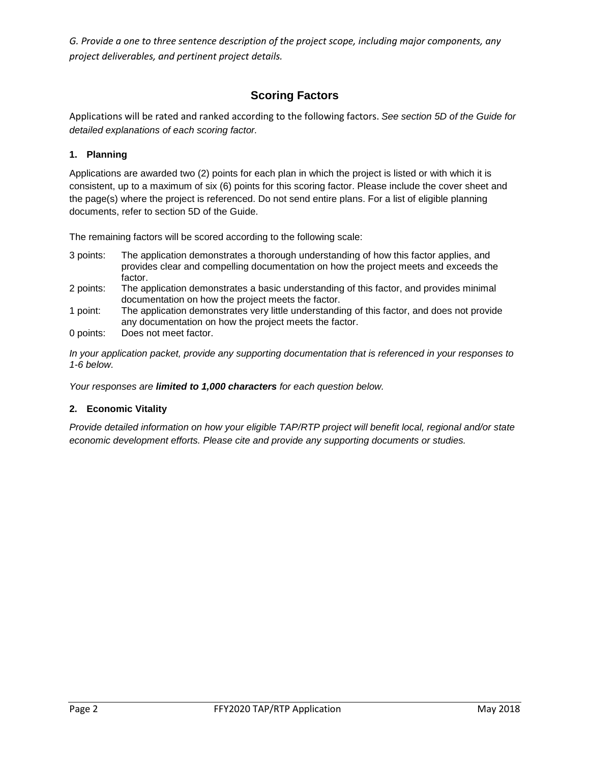*G. Provide a one to three sentence description of the project scope, including major components, any project deliverables, and pertinent project details.*

## Scoring Factors

Applications will be rated and ranked according to the following factors. *See section 5D of the Guide for detailed explanations of each scoring factor.*

### 1. Planning

Applications are awarded two (2) points for each plan in which the project is listed or with which it is consistent, up to a maximum of six (6) points for this scoring factor. Please include the cover sheet and the page(s) where the project is referenced. Do not send entire plans. For a list of eligible planning documents, refer to section 5D of the Guide.

The remaining factors will be scored according to the following scale:

- 3 points: The application demonstrates a thorough understanding of how this factor applies, and provides clear and compelling documentation on how the project meets and exceeds the factor.
- 2 points: The application demonstrates a basic understanding of this factor, and provides minimal documentation on how the project meets the factor.
- 1 point: The application demonstrates very little understanding of this factor, and does not provide any documentation on how the project meets the factor.
- 0 points: Does not meet factor.

*In your application packet, provide any supporting documentation that is referenced in your responses to 1-6 below.*

*Your responses are **limited to 1,000 characters** for each question below.*

### 2. Economic Vitality

*Provide detailed information on how your eligible TAP/RTP project will benefit local, regional and/or state economic development efforts. Please cite and provide any supporting documents or studies.*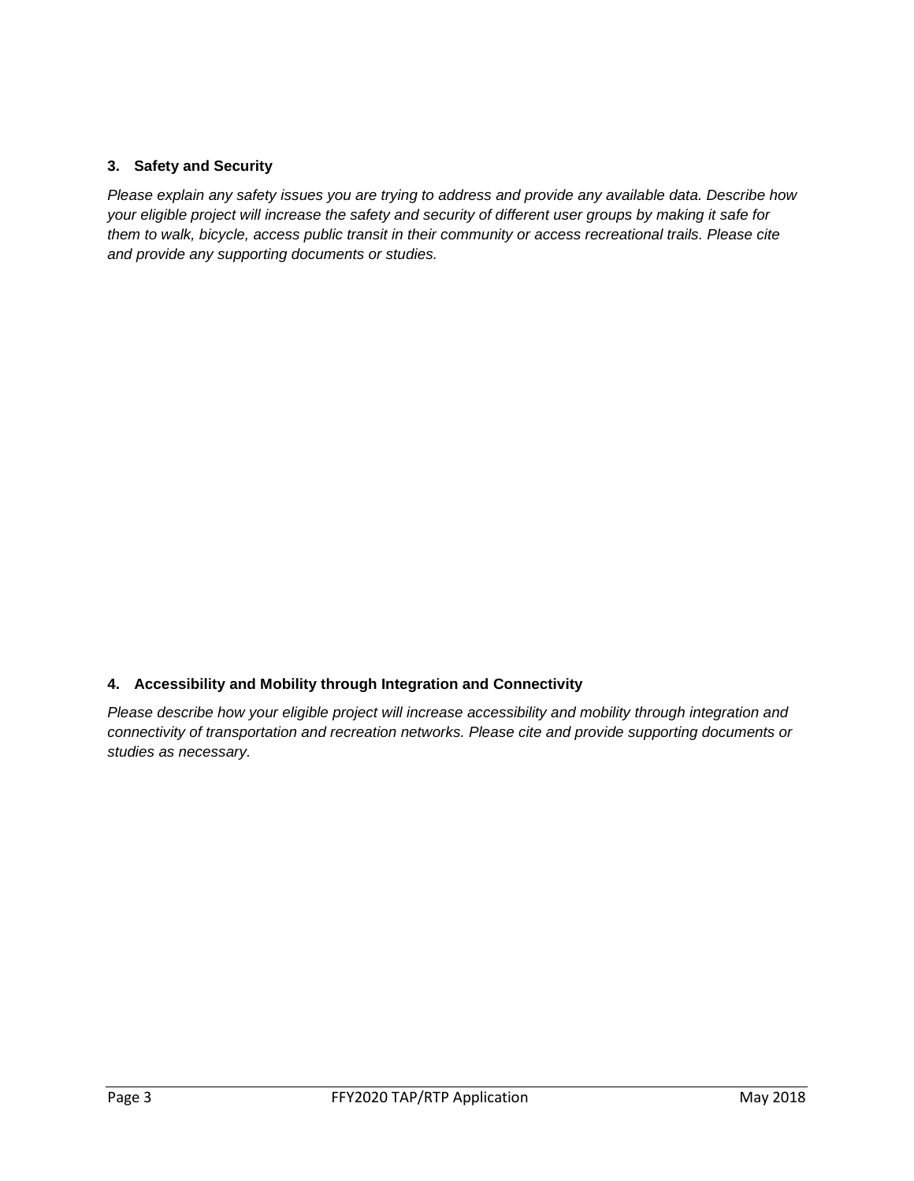### 3. Safety and Security

*Please explain any safety issues you are trying to address and provide any available data. Describe how your eligible project will increase the safety and security of different user groups by making it safe for them to walk, bicycle, access public transit in their community or access recreational trails. Please cite and provide any supporting documents or studies.*

### 4. Accessibility and Mobility through Integration and Connectivity

*Please describe how your eligible project will increase accessibility and mobility through integration and connectivity of transportation and recreation networks. Please cite and provide supporting documents or studies as necessary.*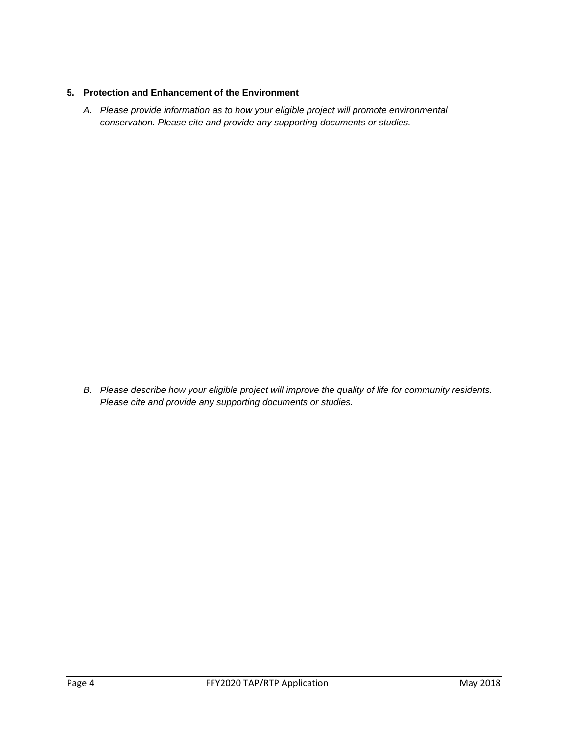### 5. Protection and Enhancement of the Environment

*A. Please provide information as to how your eligible project will promote environmental conservation. Please cite and provide any supporting documents or studies.*

*B. Please describe how your eligible project will improve the quality of life for community residents. Please cite and provide any supporting documents or studies.*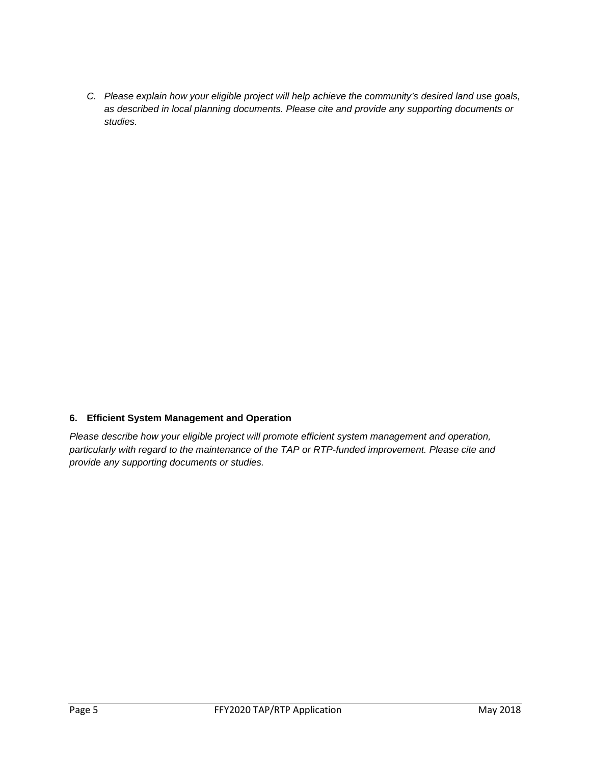C. *Please explain how your eligible project will help achieve the community's desired land use goals, as described in local planning documents. Please cite and provide any supporting documents or studies.*

### 6. Efficient System Management and Operation

*Please describe how your eligible project will promote efficient system management and operation, particularly with regard to the maintenance of the TAP or RTP-funded improvement. Please cite and provide any supporting documents or studies.*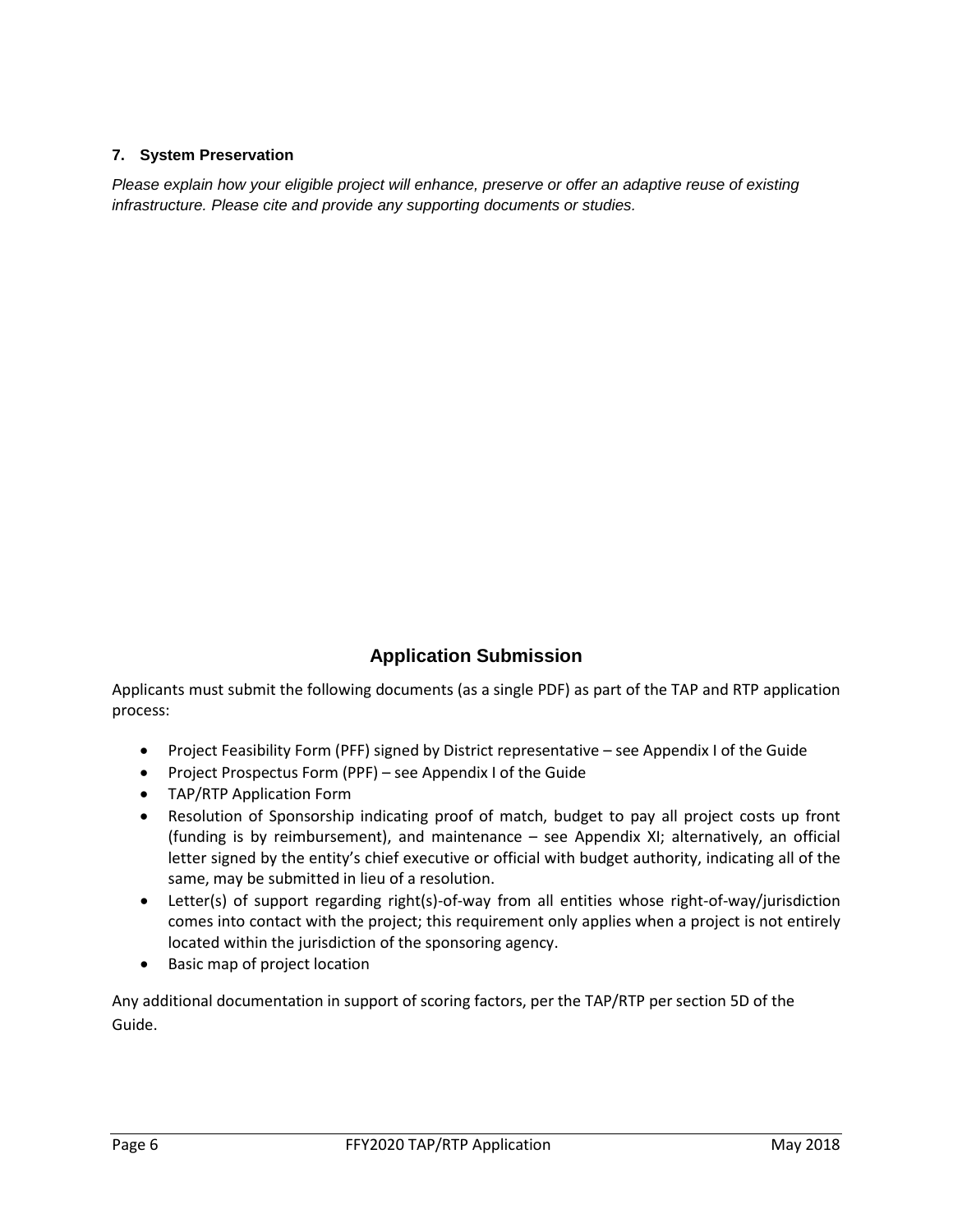### 7. System Preservation

*Please explain how your eligible project will enhance, preserve or offer an adaptive reuse of existing infrastructure. Please cite and provide any supporting documents or studies.*

## Application Submission

Applicants must submit the following documents (as a single PDF) as part of the TAP and RTP application process:

- Project Feasibility Form (PFF) signed by District representative – see Appendix I of the Guide
- Project Prospectus Form (PPF) – see Appendix I of the Guide
- TAP/RTP Application Form
- Resolution of Sponsorship indicating proof of match, budget to pay all project costs up front (funding is by reimbursement), and maintenance – see Appendix XI; alternatively, an official letter signed by the entity's chief executive or official with budget authority, indicating all of the same, may be submitted in lieu of a resolution.
- Letter(s) of support regarding right(s)-of-way from all entities whose right-of-way/jurisdiction comes into contact with the project; this requirement only applies when a project is not entirely located within the jurisdiction of the sponsoring agency.
- Basic map of project location

Any additional documentation in support of scoring factors, per the TAP/RTP per section 5D of the Guide.